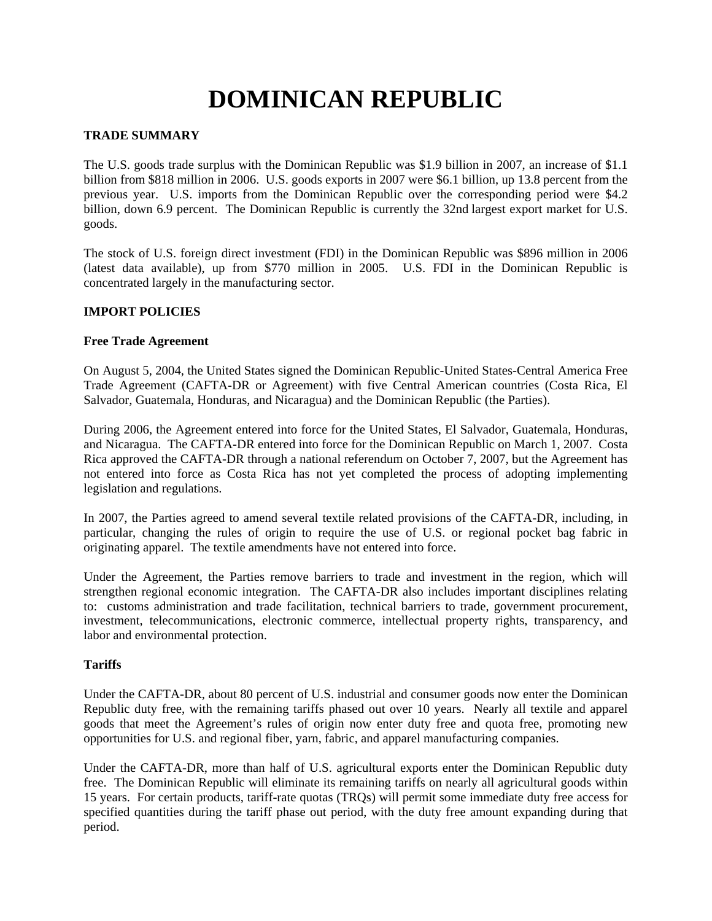# DOMINICAN REPUBLIC

## TRADE SUMMARY

The U.S. goods trade surplus with the Dominican Republic was $1.9 billion in 2007, an increase of $1.1 billion from $818 million in 2006. U.S. goods exports in 2007 were $6.1 billion, up 13.8 percent from the previous year. U.S. imports from the Dominican Republic over the corresponding period were $4.2 billion, down 6.9 percent. The Dominican Republic is currently the 32nd largest export market for U.S. goods.

The stock of U.S. foreign direct investment (FDI) in the Dominican Republic was $896 million in 2006 (latest data available), up from $770 million in 2005. U.S. FDI in the Dominican Republic is concentrated largely in the manufacturing sector.

## IMPORT POLICIES

### Free Trade Agreement

On August 5, 2004, the United States signed the Dominican Republic-United States-Central America Free Trade Agreement (CAFTA-DR or Agreement) with five Central American countries (Costa Rica, El Salvador, Guatemala, Honduras, and Nicaragua) and the Dominican Republic (the Parties).

During 2006, the Agreement entered into force for the United States, El Salvador, Guatemala, Honduras, and Nicaragua. The CAFTA-DR entered into force for the Dominican Republic on March 1, 2007. Costa Rica approved the CAFTA-DR through a national referendum on October 7, 2007, but the Agreement has not entered into force as Costa Rica has not yet completed the process of adopting implementing legislation and regulations.

In 2007, the Parties agreed to amend several textile related provisions of the CAFTA-DR, including, in particular, changing the rules of origin to require the use of U.S. or regional pocket bag fabric in originating apparel. The textile amendments have not entered into force.

Under the Agreement, the Parties remove barriers to trade and investment in the region, which will strengthen regional economic integration. The CAFTA-DR also includes important disciplines relating to: customs administration and trade facilitation, technical barriers to trade, government procurement, investment, telecommunications, electronic commerce, intellectual property rights, transparency, and labor and environmental protection.

### Tariffs

Under the CAFTA-DR, about 80 percent of U.S. industrial and consumer goods now enter the Dominican Republic duty free, with the remaining tariffs phased out over 10 years. Nearly all textile and apparel goods that meet the Agreement's rules of origin now enter duty free and quota free, promoting new opportunities for U.S. and regional fiber, yarn, fabric, and apparel manufacturing companies.

Under the CAFTA-DR, more than half of U.S. agricultural exports enter the Dominican Republic duty free. The Dominican Republic will eliminate its remaining tariffs on nearly all agricultural goods within 15 years. For certain products, tariff-rate quotas (TRQs) will permit some immediate duty free access for specified quantities during the tariff phase out period, with the duty free amount expanding during that period.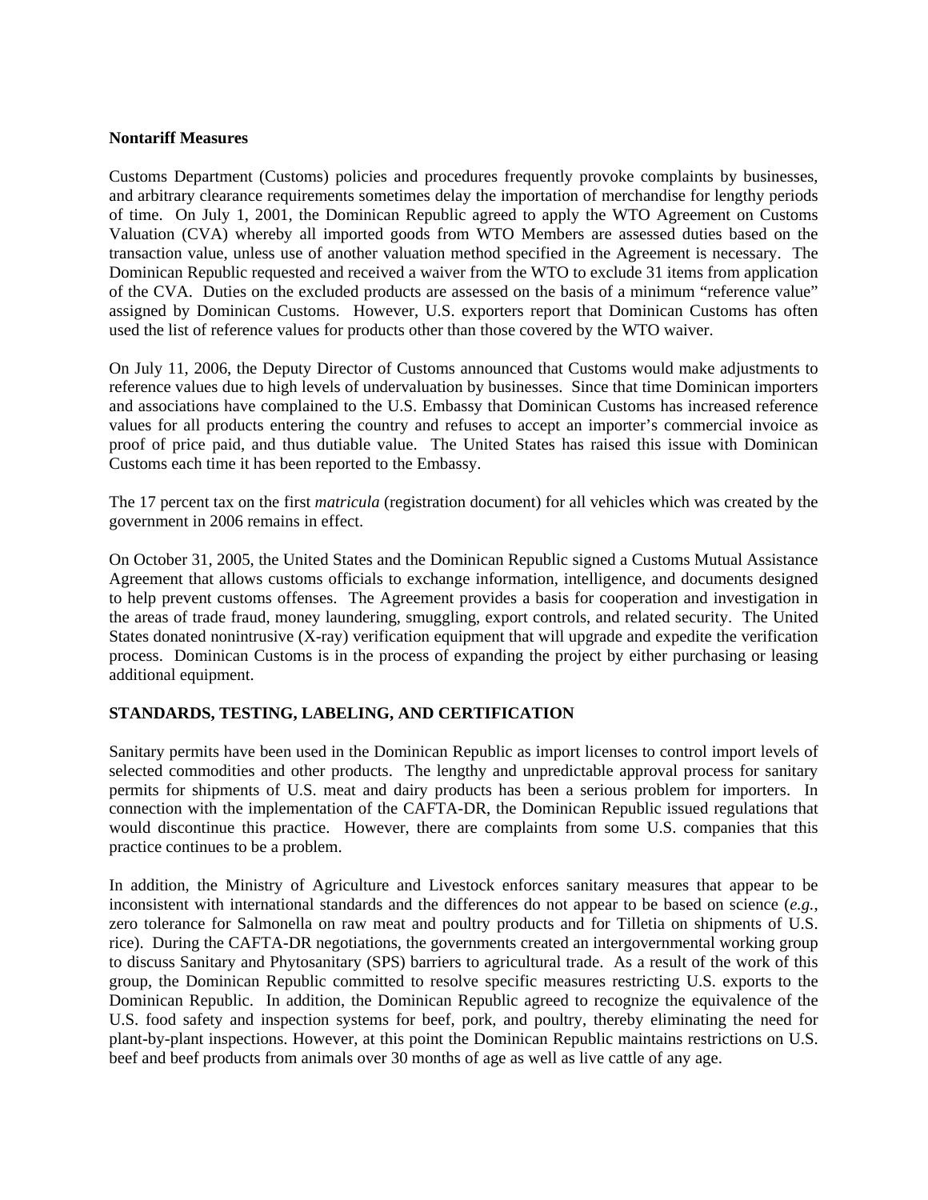**Nontariff Measures**

Customs Department (Customs) policies and procedures frequently provoke complaints by businesses, and arbitrary clearance requirements sometimes delay the importation of merchandise for lengthy periods of time. On July 1, 2001, the Dominican Republic agreed to apply the WTO Agreement on Customs Valuation (CVA) whereby all imported goods from WTO Members are assessed duties based on the transaction value, unless use of another valuation method specified in the Agreement is necessary. The Dominican Republic requested and received a waiver from the WTO to exclude 31 items from application of the CVA. Duties on the excluded products are assessed on the basis of a minimum "reference value" assigned by Dominican Customs. However, U.S. exporters report that Dominican Customs has often used the list of reference values for products other than those covered by the WTO waiver.

On July 11, 2006, the Deputy Director of Customs announced that Customs would make adjustments to reference values due to high levels of undervaluation by businesses. Since that time Dominican importers and associations have complained to the U.S. Embassy that Dominican Customs has increased reference values for all products entering the country and refuses to accept an importer's commercial invoice as proof of price paid, and thus dutiable value. The United States has raised this issue with Dominican Customs each time it has been reported to the Embassy.

The 17 percent tax on the first *matricula* (registration document) for all vehicles which was created by the government in 2006 remains in effect.

On October 31, 2005, the United States and the Dominican Republic signed a Customs Mutual Assistance Agreement that allows customs officials to exchange information, intelligence, and documents designed to help prevent customs offenses. The Agreement provides a basis for cooperation and investigation in the areas of trade fraud, money laundering, smuggling, export controls, and related security. The United States donated nonintrusive (X-ray) verification equipment that will upgrade and expedite the verification process. Dominican Customs is in the process of expanding the project by either purchasing or leasing additional equipment.

**STANDARDS, TESTING, LABELING, AND CERTIFICATION**

Sanitary permits have been used in the Dominican Republic as import licenses to control import levels of selected commodities and other products. The lengthy and unpredictable approval process for sanitary permits for shipments of U.S. meat and dairy products has been a serious problem for importers. In connection with the implementation of the CAFTA-DR, the Dominican Republic issued regulations that would discontinue this practice. However, there are complaints from some U.S. companies that this practice continues to be a problem.

In addition, the Ministry of Agriculture and Livestock enforces sanitary measures that appear to be inconsistent with international standards and the differences do not appear to be based on science (*e.g.*, zero tolerance for Salmonella on raw meat and poultry products and for Tilletia on shipments of U.S. rice). During the CAFTA-DR negotiations, the governments created an intergovernmental working group to discuss Sanitary and Phytosanitary (SPS) barriers to agricultural trade. As a result of the work of this group, the Dominican Republic committed to resolve specific measures restricting U.S. exports to the Dominican Republic. In addition, the Dominican Republic agreed to recognize the equivalence of the U.S. food safety and inspection systems for beef, pork, and poultry, thereby eliminating the need for plant-by-plant inspections. However, at this point the Dominican Republic maintains restrictions on U.S. beef and beef products from animals over 30 months of age as well as live cattle of any age.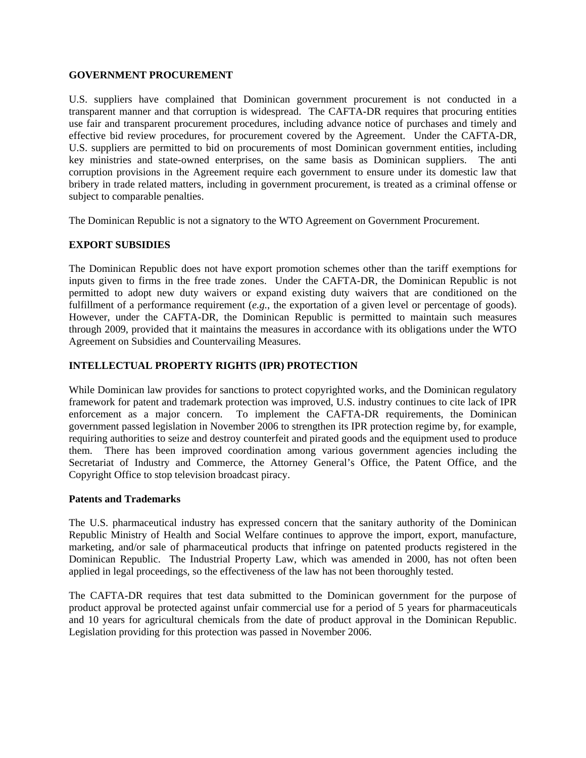**GOVERNMENT PROCUREMENT**

U.S. suppliers have complained that Dominican government procurement is not conducted in a transparent manner and that corruption is widespread. The CAFTA-DR requires that procuring entities use fair and transparent procurement procedures, including advance notice of purchases and timely and effective bid review procedures, for procurement covered by the Agreement. Under the CAFTA-DR, U.S. suppliers are permitted to bid on procurements of most Dominican government entities, including key ministries and state-owned enterprises, on the same basis as Dominican suppliers. The anti corruption provisions in the Agreement require each government to ensure under its domestic law that bribery in trade related matters, including in government procurement, is treated as a criminal offense or subject to comparable penalties.

The Dominican Republic is not a signatory to the WTO Agreement on Government Procurement.

**EXPORT SUBSIDIES**

The Dominican Republic does not have export promotion schemes other than the tariff exemptions for inputs given to firms in the free trade zones. Under the CAFTA-DR, the Dominican Republic is not permitted to adopt new duty waivers or expand existing duty waivers that are conditioned on the fulfillment of a performance requirement (*e.g.*, the exportation of a given level or percentage of goods). However, under the CAFTA-DR, the Dominican Republic is permitted to maintain such measures through 2009, provided that it maintains the measures in accordance with its obligations under the WTO Agreement on Subsidies and Countervailing Measures.

**INTELLECTUAL PROPERTY RIGHTS (IPR) PROTECTION**

While Dominican law provides for sanctions to protect copyrighted works, and the Dominican regulatory framework for patent and trademark protection was improved, U.S. industry continues to cite lack of IPR enforcement as a major concern. To implement the CAFTA-DR requirements, the Dominican government passed legislation in November 2006 to strengthen its IPR protection regime by, for example, requiring authorities to seize and destroy counterfeit and pirated goods and the equipment used to produce them. There has been improved coordination among various government agencies including the Secretariat of Industry and Commerce, the Attorney General's Office, the Patent Office, and the Copyright Office to stop television broadcast piracy.

**Patents and Trademarks**

The U.S. pharmaceutical industry has expressed concern that the sanitary authority of the Dominican Republic Ministry of Health and Social Welfare continues to approve the import, export, manufacture, marketing, and/or sale of pharmaceutical products that infringe on patented products registered in the Dominican Republic. The Industrial Property Law, which was amended in 2000, has not often been applied in legal proceedings, so the effectiveness of the law has not been thoroughly tested.

The CAFTA-DR requires that test data submitted to the Dominican government for the purpose of product approval be protected against unfair commercial use for a period of 5 years for pharmaceuticals and 10 years for agricultural chemicals from the date of product approval in the Dominican Republic. Legislation providing for this protection was passed in November 2006.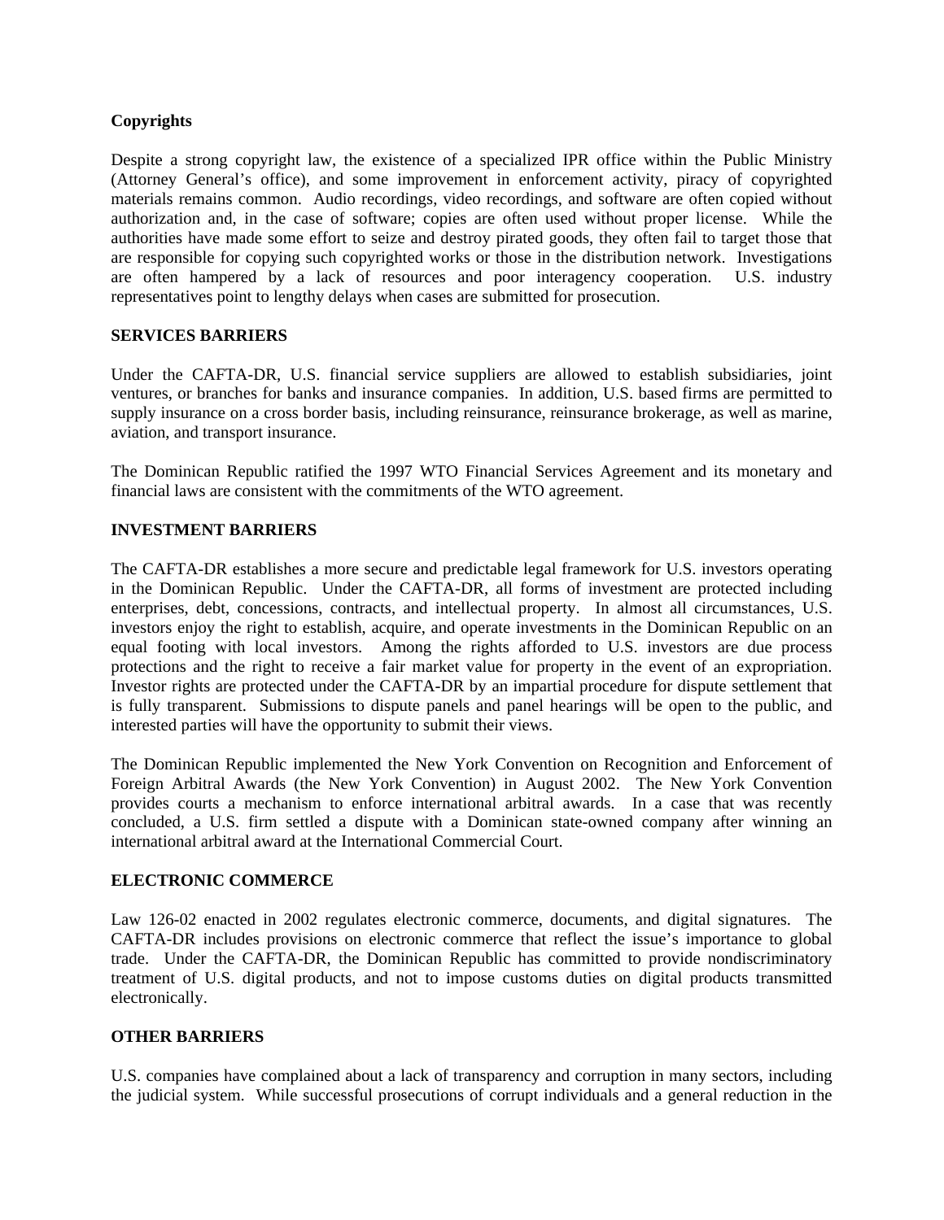**Copyrights**

Despite a strong copyright law, the existence of a specialized IPR office within the Public Ministry (Attorney General's office), and some improvement in enforcement activity, piracy of copyrighted materials remains common. Audio recordings, video recordings, and software are often copied without authorization and, in the case of software; copies are often used without proper license. While the authorities have made some effort to seize and destroy pirated goods, they often fail to target those that are responsible for copying such copyrighted works or those in the distribution network. Investigations are often hampered by a lack of resources and poor interagency cooperation. U.S. industry representatives point to lengthy delays when cases are submitted for prosecution.

**SERVICES BARRIERS**

Under the CAFTA-DR, U.S. financial service suppliers are allowed to establish subsidiaries, joint ventures, or branches for banks and insurance companies. In addition, U.S. based firms are permitted to supply insurance on a cross border basis, including reinsurance, reinsurance brokerage, as well as marine, aviation, and transport insurance.

The Dominican Republic ratified the 1997 WTO Financial Services Agreement and its monetary and financial laws are consistent with the commitments of the WTO agreement.

**INVESTMENT BARRIERS**

The CAFTA-DR establishes a more secure and predictable legal framework for U.S. investors operating in the Dominican Republic. Under the CAFTA-DR, all forms of investment are protected including enterprises, debt, concessions, contracts, and intellectual property. In almost all circumstances, U.S. investors enjoy the right to establish, acquire, and operate investments in the Dominican Republic on an equal footing with local investors. Among the rights afforded to U.S. investors are due process protections and the right to receive a fair market value for property in the event of an expropriation. Investor rights are protected under the CAFTA-DR by an impartial procedure for dispute settlement that is fully transparent. Submissions to dispute panels and panel hearings will be open to the public, and interested parties will have the opportunity to submit their views.

The Dominican Republic implemented the New York Convention on Recognition and Enforcement of Foreign Arbitral Awards (the New York Convention) in August 2002. The New York Convention provides courts a mechanism to enforce international arbitral awards. In a case that was recently concluded, a U.S. firm settled a dispute with a Dominican state-owned company after winning an international arbitral award at the International Commercial Court.

**ELECTRONIC COMMERCE**

Law 126-02 enacted in 2002 regulates electronic commerce, documents, and digital signatures. The CAFTA-DR includes provisions on electronic commerce that reflect the issue's importance to global trade. Under the CAFTA-DR, the Dominican Republic has committed to provide nondiscriminatory treatment of U.S. digital products, and not to impose customs duties on digital products transmitted electronically.

**OTHER BARRIERS**

U.S. companies have complained about a lack of transparency and corruption in many sectors, including the judicial system. While successful prosecutions of corrupt individuals and a general reduction in the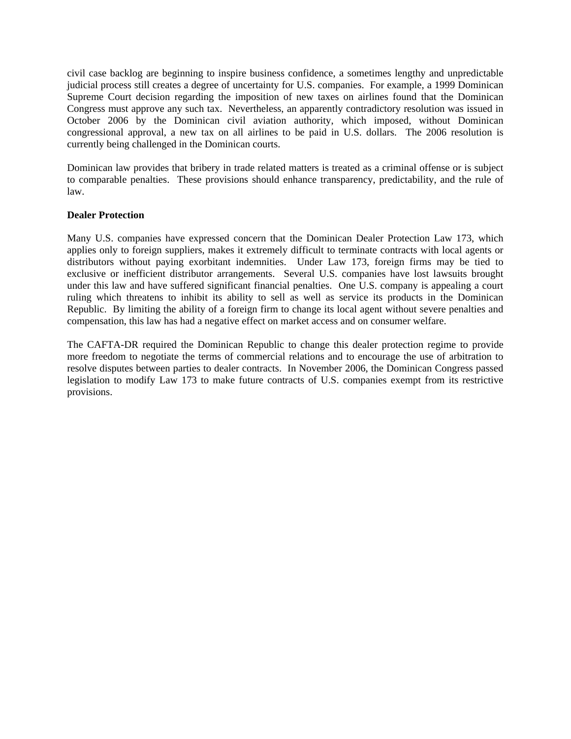civil case backlog are beginning to inspire business confidence, a sometimes lengthy and unpredictable judicial process still creates a degree of uncertainty for U.S. companies. For example, a 1999 Dominican Supreme Court decision regarding the imposition of new taxes on airlines found that the Dominican Congress must approve any such tax. Nevertheless, an apparently contradictory resolution was issued in October 2006 by the Dominican civil aviation authority, which imposed, without Dominican congressional approval, a new tax on all airlines to be paid in U.S. dollars. The 2006 resolution is currently being challenged in the Dominican courts.

Dominican law provides that bribery in trade related matters is treated as a criminal offense or is subject to comparable penalties. These provisions should enhance transparency, predictability, and the rule of law.

**Dealer Protection**

Many U.S. companies have expressed concern that the Dominican Dealer Protection Law 173, which applies only to foreign suppliers, makes it extremely difficult to terminate contracts with local agents or distributors without paying exorbitant indemnities. Under Law 173, foreign firms may be tied to exclusive or inefficient distributor arrangements. Several U.S. companies have lost lawsuits brought under this law and have suffered significant financial penalties. One U.S. company is appealing a court ruling which threatens to inhibit its ability to sell as well as service its products in the Dominican Republic. By limiting the ability of a foreign firm to change its local agent without severe penalties and compensation, this law has had a negative effect on market access and on consumer welfare.

The CAFTA-DR required the Dominican Republic to change this dealer protection regime to provide more freedom to negotiate the terms of commercial relations and to encourage the use of arbitration to resolve disputes between parties to dealer contracts. In November 2006, the Dominican Congress passed legislation to modify Law 173 to make future contracts of U.S. companies exempt from its restrictive provisions.